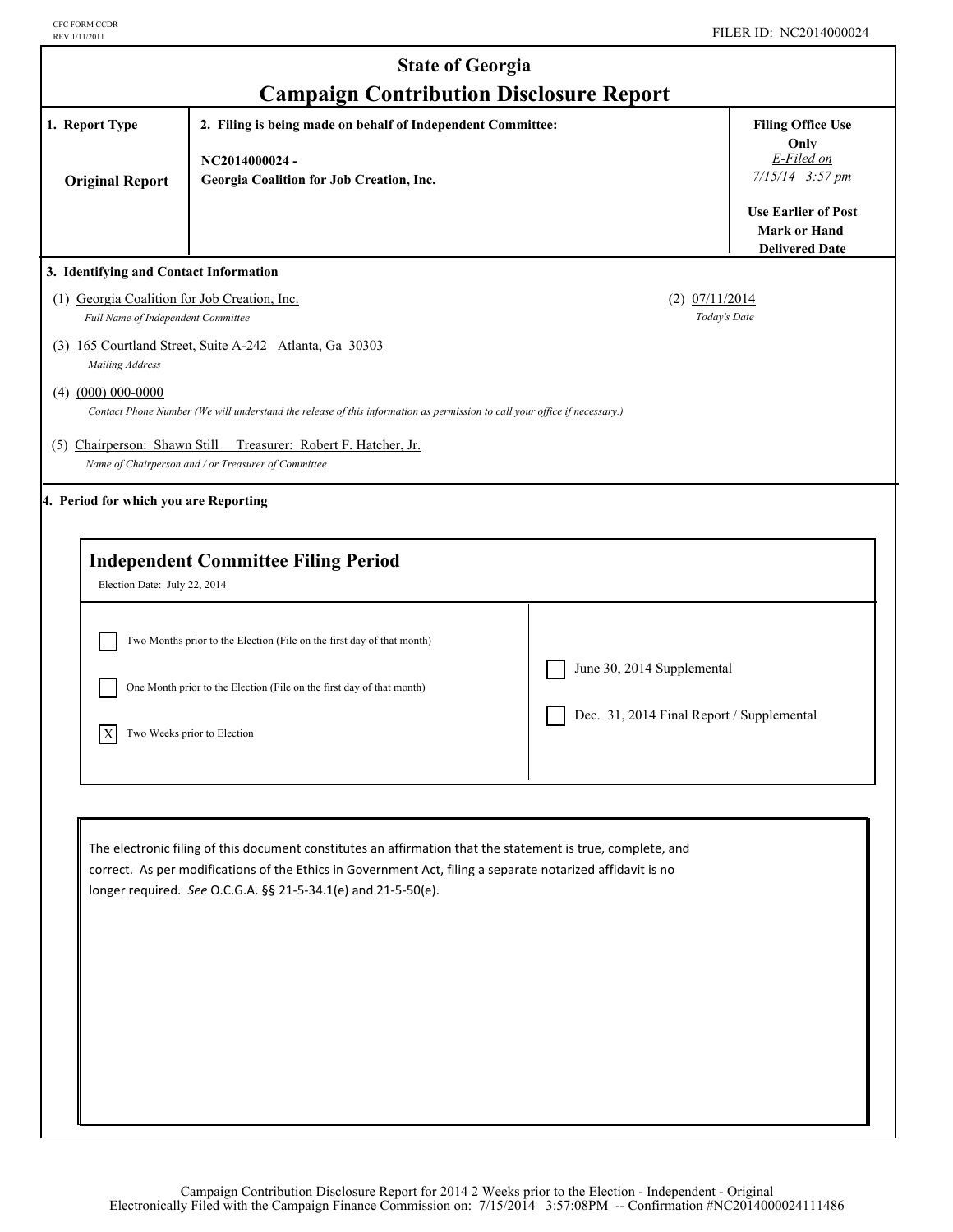CFC FORM CCDR
REV 1/11/2011

FILER ID: NC2014000024

# State of Georgia
## Campaign Contribution Disclosure Report

| 1. Report Type | 2. Filing is being made on behalf of Independent Committee: | Filing Office Use Only |
|---|---|---|
| Original Report | NC2014000024 - Georgia Coalition for Job Creation, Inc. | *E-Filed on* *7/15/14 3:57 pm* Use Earlier of Post Mark or Hand Delivered Date |

**3. Identifying and Contact Information**

(1) Georgia Coalition for Job Creation, Inc.
*Full Name of Independent Committee*

(2) 07/11/2014
*Today's Date*

(3) 165 Courtland Street, Suite A-242 Atlanta, Ga 30303
*Mailing Address*

(4) (000) 000-0000
*Contact Phone Number (We will understand the release of this information as permission to call your office if necessary.)*

(5) Chairperson: Shawn Still Treasurer: Robert F. Hatcher, Jr.
*Name of Chairperson and / or Treasurer of Committee*

**4. Period for which you are Reporting**

**Independent Committee Filing Period**

Election Date: July 22, 2014

- [ ] Two Months prior to the Election (File on the first day of that month)
- [ ] One Month prior to the Election (File on the first day of that month)
- [X] Two Weeks prior to Election
- [ ] June 30, 2014 Supplemental
- [ ] Dec. 31, 2014 Final Report / Supplemental

The electronic filing of this document constitutes an affirmation that the statement is true, complete, and correct. As per modifications of the Ethics in Government Act, filing a separate notarized affidavit is no longer required. *See* O.C.G.A. §§ 21-5-34.1(e) and 21-5-50(e).

Campaign Contribution Disclosure Report for 2014 2 Weeks prior to the Election - Independent - Original
Electronically Filed with the Campaign Finance Commission on: 7/15/2014 3:57:08PM -- Confirmation #NC2014000024111486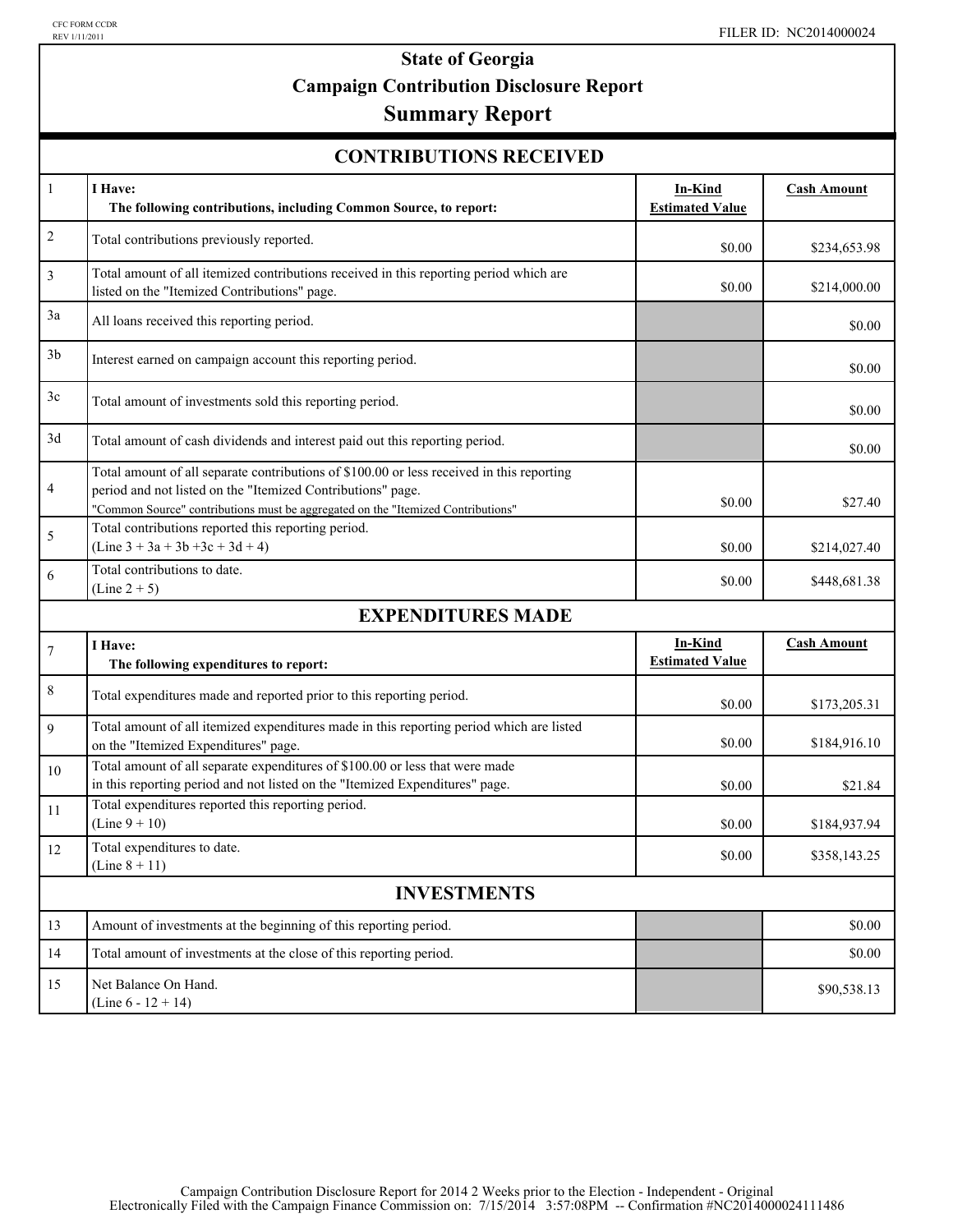CFC FORM CCDR
REV 1/11/2011

FILER ID: NC2014000024

# State of Georgia
## Campaign Contribution Disclosure Report
## Summary Report

### CONTRIBUTIONS RECEIVED

| | | | |
|---|---|---|---|
| 1 | **I Have:** **The following contributions, including Common Source, to report:** | **In-Kind Estimated Value** | **Cash Amount** |
| 2 | Total contributions previously reported. | $0.00 | $234,653.98 |
| 3 | Total amount of all itemized contributions received in this reporting period which are listed on the "Itemized Contributions" page. | $0.00 | $214,000.00 |
| 3a | All loans received this reporting period. | | $0.00 |
| 3b | Interest earned on campaign account this reporting period. | | $0.00 |
| 3c | Total amount of investments sold this reporting period. | | $0.00 |
| 3d | Total amount of cash dividends and interest paid out this reporting period. | | $0.00 |
| 4 | Total amount of all separate contributions of $100.00 or less received in this reporting period and not listed on the "Itemized Contributions" page. "Common Source" contributions must be aggregated on the "Itemized Contributions" | $0.00 | $27.40 |
| 5 | Total contributions reported this reporting period. (Line 3 + 3a + 3b +3c + 3d + 4) | $0.00 | $214,027.40 |
| 6 | Total contributions to date. (Line 2 + 5) | $0.00 | $448,681.38 |

### EXPENDITURES MADE

| | | | |
|---|---|---|---|
| 7 | **I Have:** **The following expenditures to report:** | **In-Kind Estimated Value** | **Cash Amount** |
| 8 | Total expenditures made and reported prior to this reporting period. | $0.00 | $173,205.31 |
| 9 | Total amount of all itemized expenditures made in this reporting period which are listed on the "Itemized Expenditures" page. | $0.00 | $184,916.10 |
| 10 | Total amount of all separate expenditures of $100.00 or less that were made in this reporting period and not listed on the "Itemized Expenditures" page. | $0.00 | $21.84 |
| 11 | Total expenditures reported this reporting period. (Line 9 + 10) | $0.00 | $184,937.94 |
| 12 | Total expenditures to date. (Line 8 + 11) | $0.00 | $358,143.25 |

### INVESTMENTS

| | | | |
|---|---|---|---|
| 13 | Amount of investments at the beginning of this reporting period. | | $0.00 |
| 14 | Total amount of investments at the close of this reporting period. | | $0.00 |
| 15 | Net Balance On Hand. (Line 6 - 12 + 14) | | $90,538.13 |

Campaign Contribution Disclosure Report for 2014 2 Weeks prior to the Election - Independent - Original
Electronically Filed with the Campaign Finance Commission on: 7/15/2014 3:57:08PM -- Confirmation #NC2014000024111486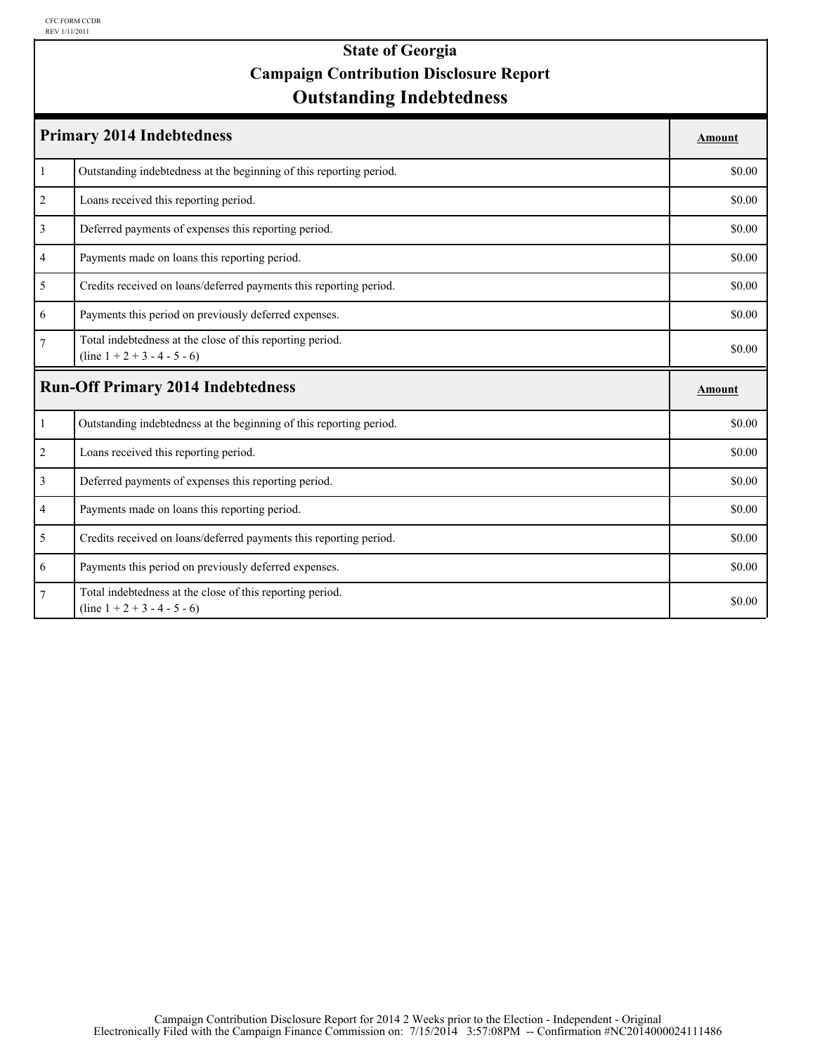CFC FORM CCDR
REV 1/11/2011

# State of Georgia
## Campaign Contribution Disclosure Report
## Outstanding Indebtedness

| Primary 2014 Indebtedness | | Amount |
|---|---|---|
| 1 | Outstanding indebtedness at the beginning of this reporting period. | $0.00 |
| 2 | Loans received this reporting period. | $0.00 |
| 3 | Deferred payments of expenses this reporting period. | $0.00 |
| 4 | Payments made on loans this reporting period. | $0.00 |
| 5 | Credits received on loans/deferred payments this reporting period. | $0.00 |
| 6 | Payments this period on previously deferred expenses. | $0.00 |
| 7 | Total indebtedness at the close of this reporting period. (line 1 + 2 + 3 - 4 - 5 - 6) | $0.00 |

| Run-Off Primary 2014 Indebtedness | | Amount |
|---|---|---|
| 1 | Outstanding indebtedness at the beginning of this reporting period. | $0.00 |
| 2 | Loans received this reporting period. | $0.00 |
| 3 | Deferred payments of expenses this reporting period. | $0.00 |
| 4 | Payments made on loans this reporting period. | $0.00 |
| 5 | Credits received on loans/deferred payments this reporting period. | $0.00 |
| 6 | Payments this period on previously deferred expenses. | $0.00 |
| 7 | Total indebtedness at the close of this reporting period. (line 1 + 2 + 3 - 4 - 5 - 6) | $0.00 |

Campaign Contribution Disclosure Report for 2014 2 Weeks prior to the Election - Independent - Original
Electronically Filed with the Campaign Finance Commission on: 7/15/2014 3:57:08PM -- Confirmation #NC2014000024111486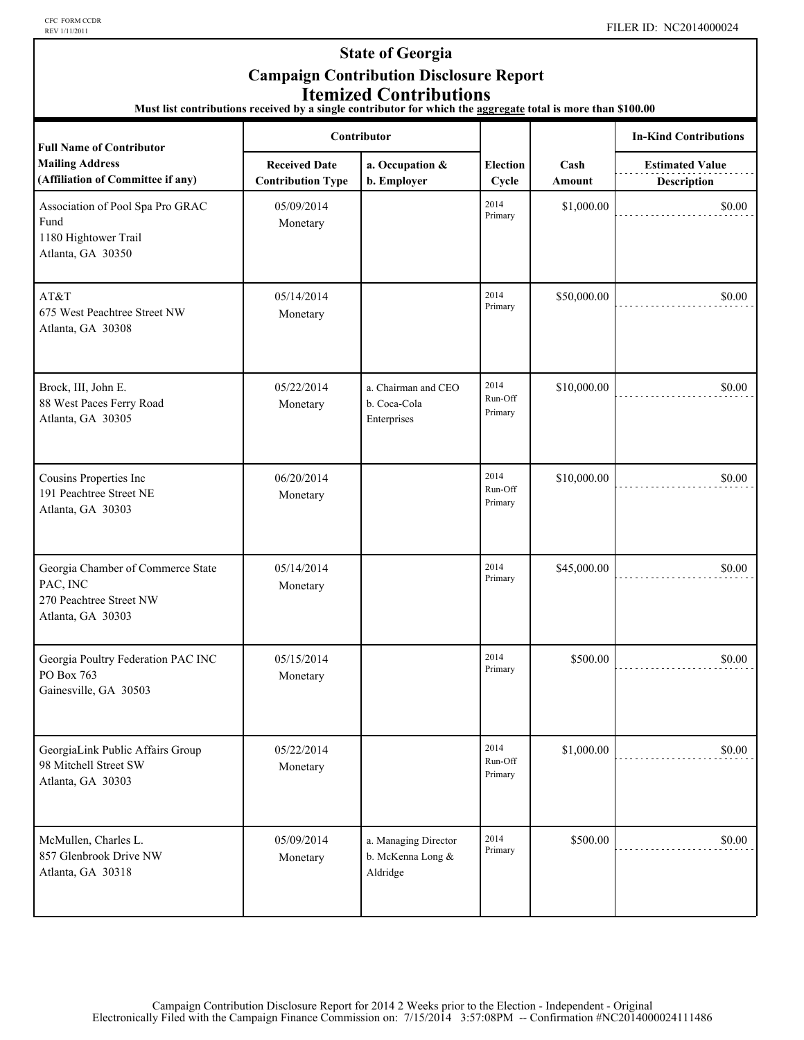CFC FORM CCDR
REV 1/11/2011

FILER ID: NC2014000024

# State of Georgia
## Campaign Contribution Disclosure Report
## Itemized Contributions

**Must list contributions received by a single contributor for which the aggregate total is more than $100.00**

| Full Name of Contributor<br>Mailing Address<br>(Affiliation of Committee if any) | Contributor<br>Received Date<br>Contribution Type | <br>a. Occupation &<br>b. Employer | Election Cycle | Cash Amount | In-Kind Contributions<br>Estimated Value<br>Description |
|---|---|---|---|---|---|
| Association of Pool Spa Pro GRAC Fund<br>1180 Hightower Trail<br>Atlanta, GA 30350 | 05/09/2014<br>Monetary | | 2014 Primary | $1,000.00 | $0.00 |
| AT&T<br>675 West Peachtree Street NW<br>Atlanta, GA 30308 | 05/14/2014<br>Monetary | | 2014 Primary | $50,000.00 | $0.00 |
| Brock, III, John E.<br>88 West Paces Ferry Road<br>Atlanta, GA 30305 | 05/22/2014<br>Monetary | a. Chairman and CEO<br>b. Coca-Cola Enterprises | 2014 Run-Off Primary | $10,000.00 | $0.00 |
| Cousins Properties Inc<br>191 Peachtree Street NE<br>Atlanta, GA 30303 | 06/20/2014<br>Monetary | | 2014 Run-Off Primary | $10,000.00 | $0.00 |
| Georgia Chamber of Commerce State PAC, INC<br>270 Peachtree Street NW<br>Atlanta, GA 30303 | 05/14/2014<br>Monetary | | 2014 Primary | $45,000.00 | $0.00 |
| Georgia Poultry Federation PAC INC<br>PO Box 763<br>Gainesville, GA 30503 | 05/15/2014<br>Monetary | | 2014 Primary | $500.00 | $0.00 |
| GeorgiaLink Public Affairs Group<br>98 Mitchell Street SW<br>Atlanta, GA 30303 | 05/22/2014<br>Monetary | | 2014 Run-Off Primary | $1,000.00 | $0.00 |
| McMullen, Charles L.<br>857 Glenbrook Drive NW<br>Atlanta, GA 30318 | 05/09/2014<br>Monetary | a. Managing Director<br>b. McKenna Long & Aldridge | 2014 Primary | $500.00 | $0.00 |

Campaign Contribution Disclosure Report for 2014 2 Weeks prior to the Election - Independent - Original
Electronically Filed with the Campaign Finance Commission on: 7/15/2014 3:57:08PM -- Confirmation #NC2014000024111486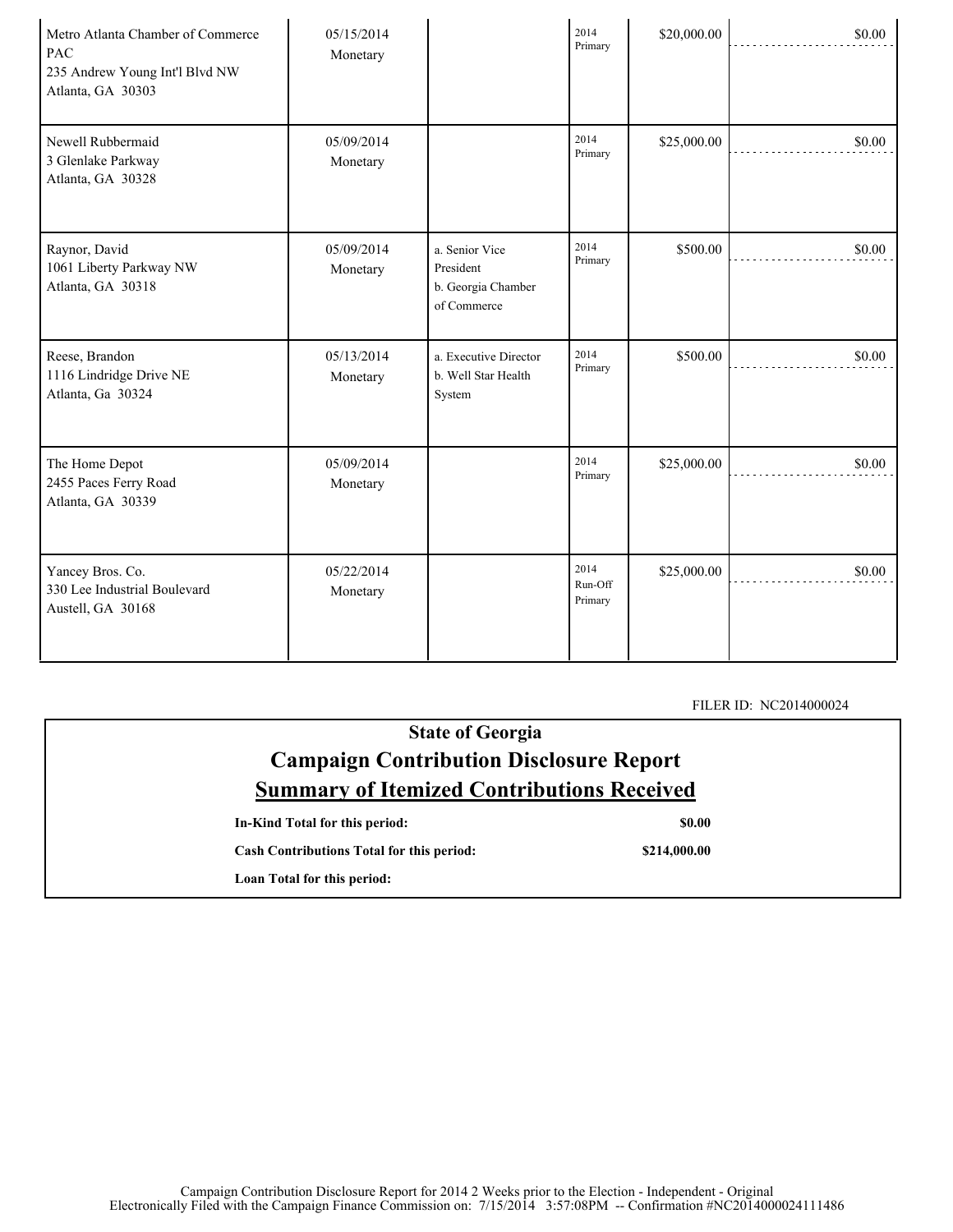| | | | | | |
|---|---|---|---|---|---|
| Metro Atlanta Chamber of Commerce PAC<br>235 Andrew Young Int'l Blvd NW<br>Atlanta, GA 30303 | 05/15/2014<br>Monetary | | 2014 Primary | $20,000.00 | $0.00 |
| Newell Rubbermaid<br>3 Glenlake Parkway<br>Atlanta, GA 30328 | 05/09/2014<br>Monetary | | 2014 Primary | $25,000.00 | $0.00 |
| Raynor, David<br>1061 Liberty Parkway NW<br>Atlanta, GA 30318 | 05/09/2014<br>Monetary | a. Senior Vice President<br>b. Georgia Chamber of Commerce | 2014 Primary | $500.00 | $0.00 |
| Reese, Brandon<br>1116 Lindridge Drive NE<br>Atlanta, Ga 30324 | 05/13/2014<br>Monetary | a. Executive Director<br>b. Well Star Health System | 2014 Primary | $500.00 | $0.00 |
| The Home Depot<br>2455 Paces Ferry Road<br>Atlanta, GA 30339 | 05/09/2014<br>Monetary | | 2014 Primary | $25,000.00 | $0.00 |
| Yancey Bros. Co.<br>330 Lee Industrial Boulevard<br>Austell, GA 30168 | 05/22/2014<br>Monetary | | 2014 Run-Off Primary | $25,000.00 | $0.00 |

FILER ID: NC2014000024

# State of Georgia
# Campaign Contribution Disclosure Report
## Summary of Itemized Contributions Received

**In-Kind Total for this period:** **$0.00**

**Cash Contributions Total for this period:** **$214,000.00**

**Loan Total for this period:**

Campaign Contribution Disclosure Report for 2014 2 Weeks prior to the Election - Independent - Original
Electronically Filed with the Campaign Finance Commission on: 7/15/2014 3:57:08PM -- Confirmation #NC2014000024111486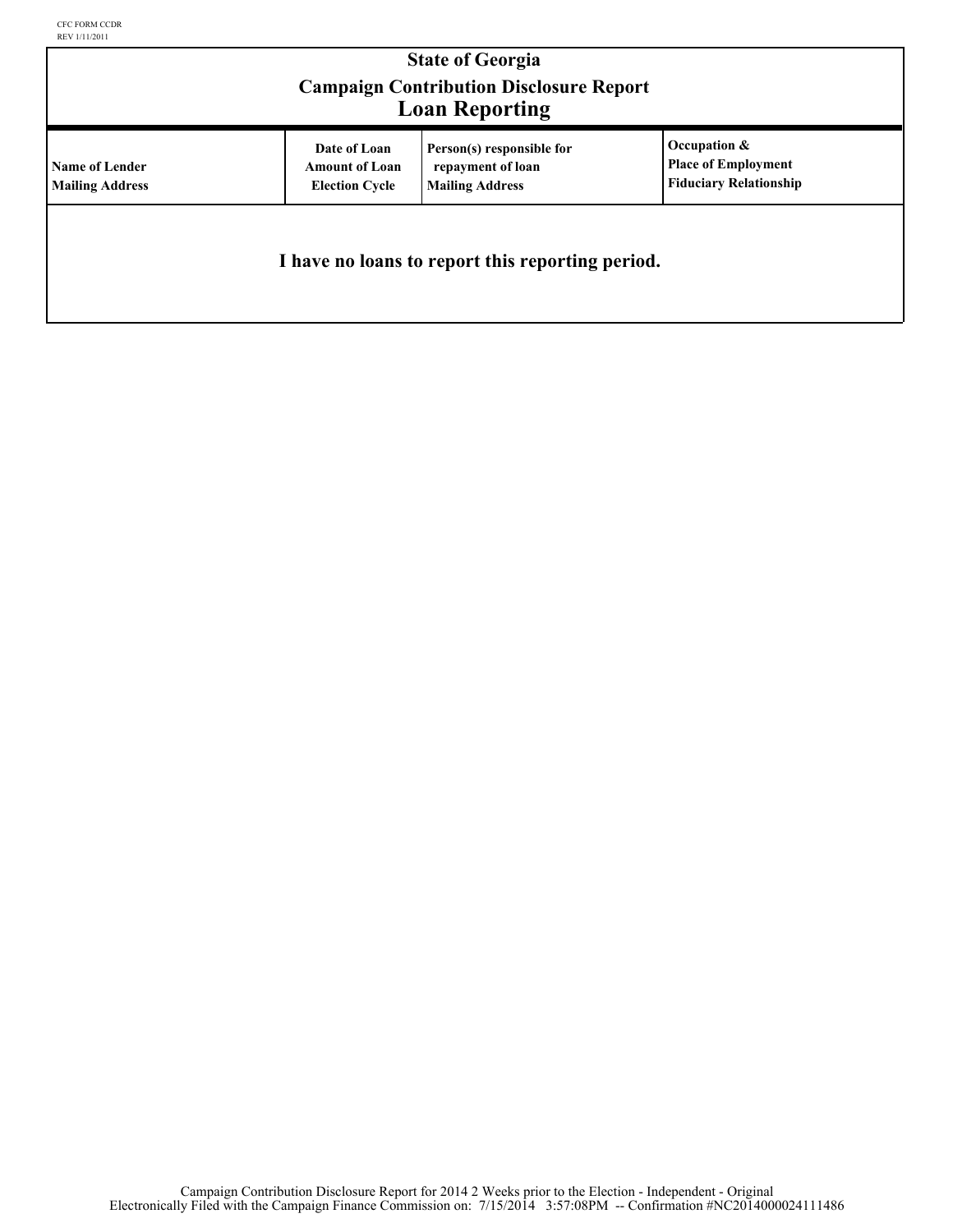CFC FORM CCDR
REV 1/11/2011

# State of Georgia
## Campaign Contribution Disclosure Report
## Loan Reporting

| Name of Lender<br>Mailing Address | Date of Loan<br>Amount of Loan<br>Election Cycle | Person(s) responsible for repayment of loan<br>Mailing Address | Occupation &<br>Place of Employment<br>Fiduciary Relationship |
|---|---|---|---|
| **I have no loans to report this reporting period.** | | | |

Campaign Contribution Disclosure Report for 2014 2 Weeks prior to the Election - Independent - Original
Electronically Filed with the Campaign Finance Commission on: 7/15/2014 3:57:08PM -- Confirmation #NC2014000024111486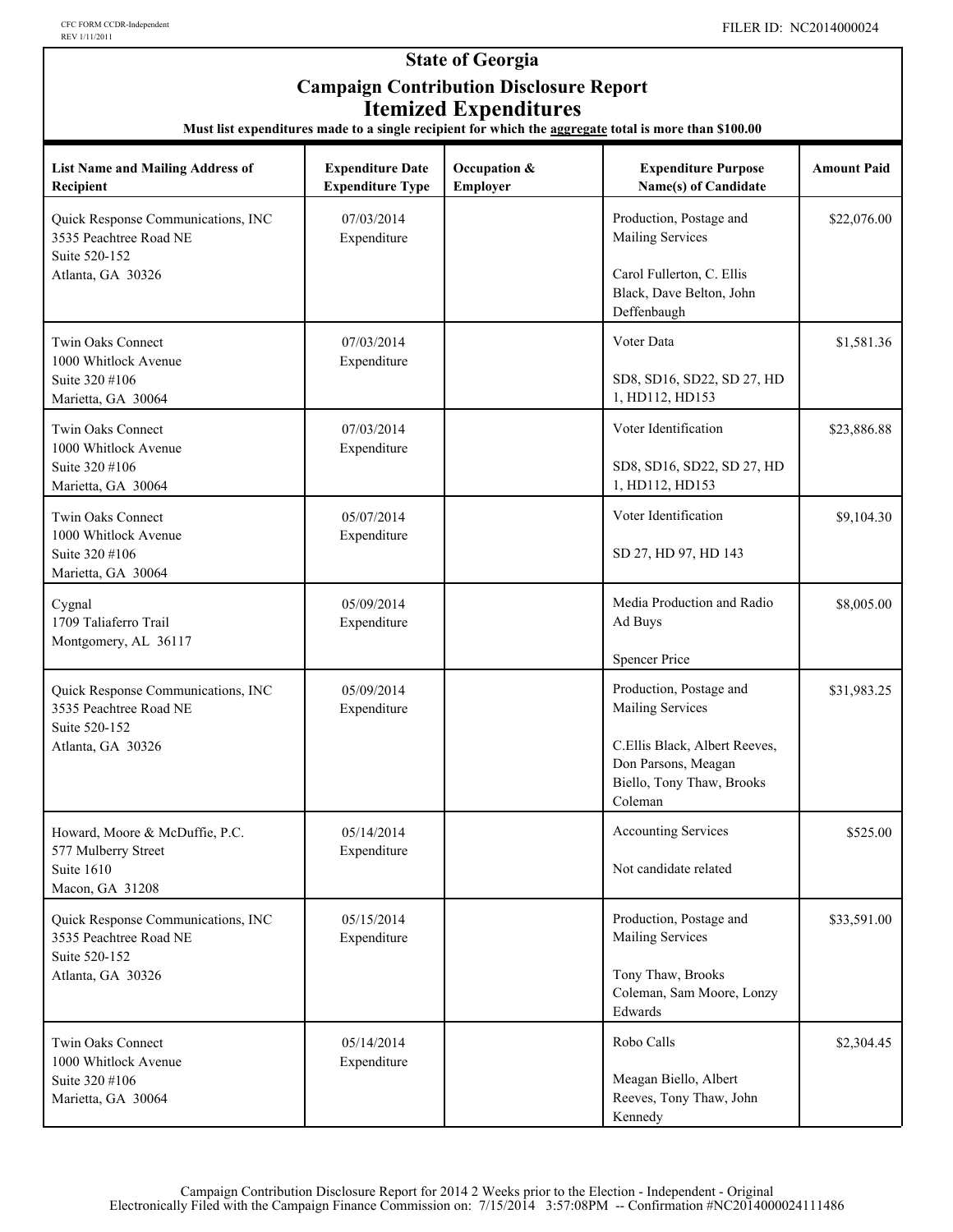CFC FORM CCDR-Independent
REV 1/11/2011

FILER ID: NC2014000024

# State of Georgia

## Campaign Contribution Disclosure Report

## Itemized Expenditures

**Must list expenditures made to a single recipient for which the aggregate total is more than $100.00**

| List Name and Mailing Address of Recipient | Expenditure Date Expenditure Type | Occupation & Employer | Expenditure Purpose Name(s) of Candidate | Amount Paid |
|---|---|---|---|---|
| Quick Response Communications, INC<br>3535 Peachtree Road NE<br>Suite 520-152<br>Atlanta, GA 30326 | 07/03/2014<br>Expenditure | | Production, Postage and Mailing Services<br><br>Carol Fullerton, C. Ellis Black, Dave Belton, John Deffenbaugh | $22,076.00 |
| Twin Oaks Connect<br>1000 Whitlock Avenue<br>Suite 320 #106<br>Marietta, GA 30064 | 07/03/2014<br>Expenditure | | Voter Data<br><br>SD8, SD16, SD22, SD 27, HD 1, HD112, HD153 | $1,581.36 |
| Twin Oaks Connect<br>1000 Whitlock Avenue<br>Suite 320 #106<br>Marietta, GA 30064 | 07/03/2014<br>Expenditure | | Voter Identification<br><br>SD8, SD16, SD22, SD 27, HD 1, HD112, HD153 | $23,886.88 |
| Twin Oaks Connect<br>1000 Whitlock Avenue<br>Suite 320 #106<br>Marietta, GA 30064 | 05/07/2014<br>Expenditure | | Voter Identification<br><br>SD 27, HD 97, HD 143 | $9,104.30 |
| Cygnal<br>1709 Taliaferro Trail<br>Montgomery, AL 36117 | 05/09/2014<br>Expenditure | | Media Production and Radio Ad Buys<br><br>Spencer Price | $8,005.00 |
| Quick Response Communications, INC<br>3535 Peachtree Road NE<br>Suite 520-152<br>Atlanta, GA 30326 | 05/09/2014<br>Expenditure | | Production, Postage and Mailing Services<br><br>C.Ellis Black, Albert Reeves, Don Parsons, Meagan Biello, Tony Thaw, Brooks Coleman | $31,983.25 |
| Howard, Moore & McDuffie, P.C.<br>577 Mulberry Street<br>Suite 1610<br>Macon, GA 31208 | 05/14/2014<br>Expenditure | | Accounting Services<br><br>Not candidate related | $525.00 |
| Quick Response Communications, INC<br>3535 Peachtree Road NE<br>Suite 520-152<br>Atlanta, GA 30326 | 05/15/2014<br>Expenditure | | Production, Postage and Mailing Services<br><br>Tony Thaw, Brooks Coleman, Sam Moore, Lonzy Edwards | $33,591.00 |
| Twin Oaks Connect<br>1000 Whitlock Avenue<br>Suite 320 #106<br>Marietta, GA 30064 | 05/14/2014<br>Expenditure | | Robo Calls<br><br>Meagan Biello, Albert Reeves, Tony Thaw, John Kennedy | $2,304.45 |

Campaign Contribution Disclosure Report for 2014 2 Weeks prior to the Election - Independent - Original
Electronically Filed with the Campaign Finance Commission on: 7/15/2014 3:57:08PM -- Confirmation #NC2014000024111486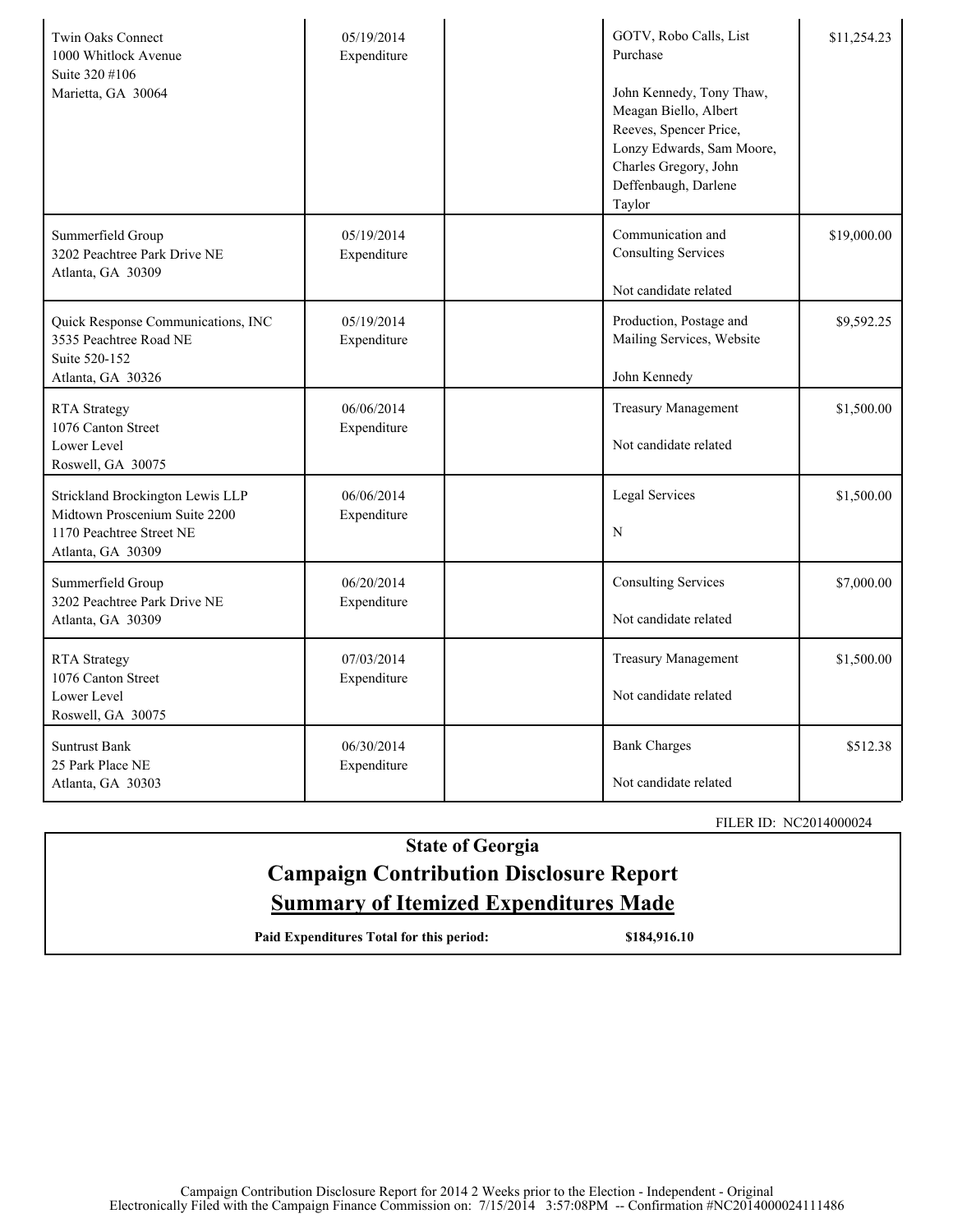| | | | | |
|---|---|---|---|---|
| Twin Oaks Connect<br>1000 Whitlock Avenue<br>Suite 320 #106<br>Marietta, GA 30064 | 05/19/2014<br>Expenditure | | GOTV, Robo Calls, List Purchase<br><br>John Kennedy, Tony Thaw, Meagan Biello, Albert Reeves, Spencer Price, Lonzy Edwards, Sam Moore, Charles Gregory, John Deffenbaugh, Darlene Taylor | $11,254.23 |
| Summerfield Group<br>3202 Peachtree Park Drive NE<br>Atlanta, GA 30309 | 05/19/2014<br>Expenditure | | Communication and Consulting Services<br><br>Not candidate related | $19,000.00 |
| Quick Response Communications, INC<br>3535 Peachtree Road NE<br>Suite 520-152<br>Atlanta, GA 30326 | 05/19/2014<br>Expenditure | | Production, Postage and Mailing Services, Website<br><br>John Kennedy | $9,592.25 |
| RTA Strategy<br>1076 Canton Street<br>Lower Level<br>Roswell, GA 30075 | 06/06/2014<br>Expenditure | | Treasury Management<br><br>Not candidate related | $1,500.00 |
| Strickland Brockington Lewis LLP<br>Midtown Proscenium Suite 2200<br>1170 Peachtree Street NE<br>Atlanta, GA 30309 | 06/06/2014<br>Expenditure | | Legal Services<br><br>N | $1,500.00 |
| Summerfield Group<br>3202 Peachtree Park Drive NE<br>Atlanta, GA 30309 | 06/20/2014<br>Expenditure | | Consulting Services<br><br>Not candidate related | $7,000.00 |
| RTA Strategy<br>1076 Canton Street<br>Lower Level<br>Roswell, GA 30075 | 07/03/2014<br>Expenditure | | Treasury Management<br><br>Not candidate related | $1,500.00 |
| Suntrust Bank<br>25 Park Place NE<br>Atlanta, GA 30303 | 06/30/2014<br>Expenditure | | Bank Charges<br><br>Not candidate related | $512.38 |

FILER ID: NC2014000024

## State of Georgia
## Campaign Contribution Disclosure Report
## Summary of Itemized Expenditures Made

**Paid Expenditures Total for this period:** **$184,916.10**

Campaign Contribution Disclosure Report for 2014 2 Weeks prior to the Election - Independent - Original
Electronically Filed with the Campaign Finance Commission on: 7/15/2014 3:57:08PM -- Confirmation #NC2014000024111486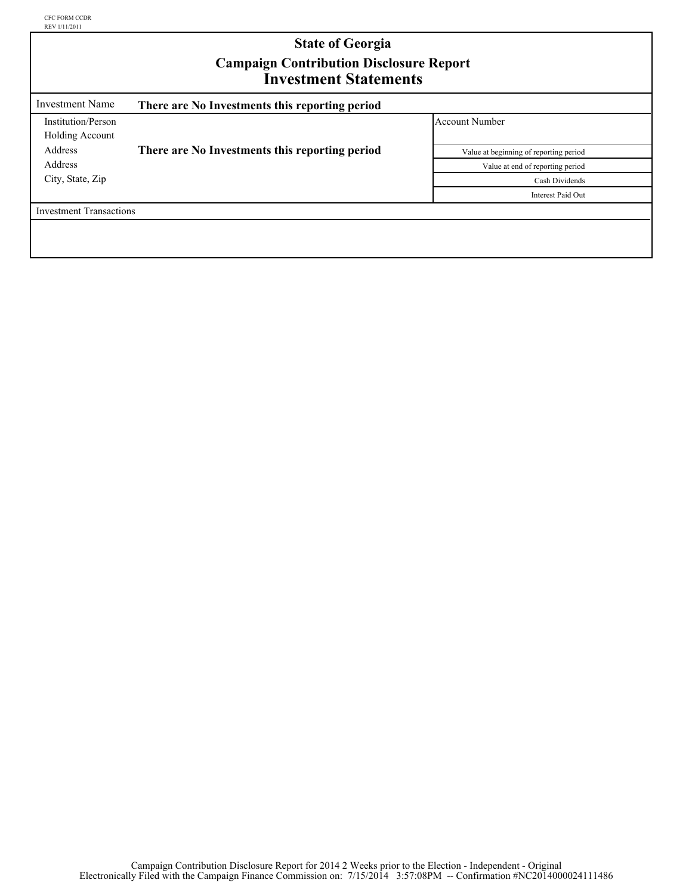CFC FORM CCDR
REV 1/11/2011

# State of Georgia
## Campaign Contribution Disclosure Report
## Investment Statements

| | | |
|---|---|---|
| Investment Name | **There are No Investments this reporting period** | |
| Institution/Person Holding Account<br>Address<br>Address<br>City, State, Zip | **There are No Investments this reporting period** | Account Number |
| | | Value at beginning of reporting period |
| | | Value at end of reporting period |
| | | Cash Dividends |
| | | Interest Paid Out |
| Investment Transactions | | |

Campaign Contribution Disclosure Report for 2014 2 Weeks prior to the Election - Independent - Original
Electronically Filed with the Campaign Finance Commission on: 7/15/2014 3:57:08PM -- Confirmation #NC2014000024111486